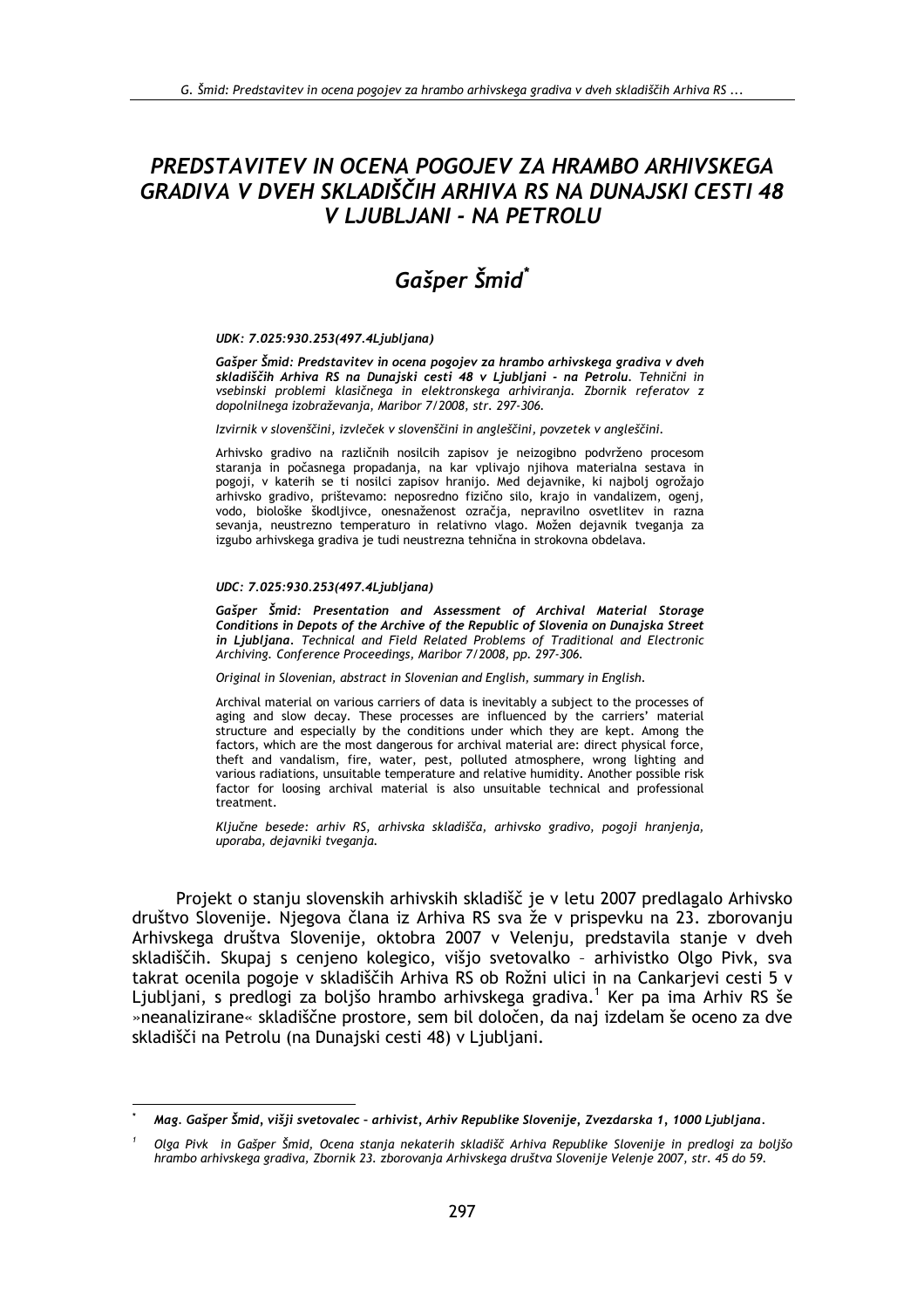# PREDSTAVITEV IN OCENA POGOJEV ZA HRAMBO ARHIVSKEGA GRADIVA V DVEH SKLADIŠČIH ARHIVA RS NA DUNAJSKI CESTI 48 V LJUBLJANI - NA PETROLU

## Gašper Šmid*

*UDK: 7.025:930.253(497.4Ljubljana)*

***Gašper Šmid: Predstavitev in ocena pogojev za hrambo arhivskega gradiva v dveh skladiščih Arhiva RS na Dunajski cesti 48 v Ljubljani - na Petrolu.*** *Tehnični in vsebinski problemi klasičnega in elektronskega arhiviranja. Zbornik referatov z dopolnilnega izobraževanja, Maribor 7/2008, str. 297-306.*

*Izvirnik v slovenščini, izvleček v slovenščini in angleščini, povzetek v angleščini.*

Arhivsko gradivo na različnih nosilcih zapisov je neizogibno podvrženo procesom staranja in počasnega propadanja, na kar vplivajo njihova materialna sestava in pogoji, v katerih se ti nosilci zapisov hranijo. Med dejavnike, ki najbolj ogrožajo arhivsko gradivo, prištevamo: neposredno fizično silo, krajo in vandalizem, ogenj, vodo, biološke škodljivce, onesnaženost ozračja, nepravilno osvetlitev in razna sevanja, neustrezno temperaturo in relativno vlago. Možen dejavnik tveganja za izgubo arhivskega gradiva je tudi neustrezna tehnična in strokovna obdelava.

*UDC: 7.025:930.253(497.4Ljubljana)*

***Gašper Šmid: Presentation and Assessment of Archival Material Storage Conditions in Depots of the Archive of the Republic of Slovenia on Dunajska Street in Ljubljana.*** *Technical and Field Related Problems of Traditional and Electronic Archiving. Conference Proceedings, Maribor 7/2008, pp. 297-306.*

*Original in Slovenian, abstract in Slovenian and English, summary in English.*

Archival material on various carriers of data is inevitably a subject to the processes of aging and slow decay. These processes are influenced by the carriers' material structure and especially by the conditions under which they are kept. Among the factors, which are the most dangerous for archival material are: direct physical force, theft and vandalism, fire, water, pest, polluted atmosphere, wrong lighting and various radiations, unsuitable temperature and relative humidity. Another possible risk factor for loosing archival material is also unsuitable technical and professional treatment.

*Ključne besede: arhiv RS, arhivska skladišča, arhivsko gradivo, pogoji hranjenja, uporaba, dejavniki tveganja.*

Projekt o stanju slovenskih arhivskih skladišč je v letu 2007 predlagalo Arhivsko društvo Slovenije. Njegova člana iz Arhiva RS sva že v prispevku na 23. zborovanju Arhivskega društva Slovenije, oktobra 2007 v Velenju, predstavila stanje v dveh skladiščih. Skupaj s cenjeno kolegico, višjo svetovalko – arhivistko Olgo Pivk, sva takrat ocenila pogoje v skladiščih Arhiva RS ob Rožni ulici in na Cankarjevi cesti 5 v Ljubljani, s predlogi za boljšo hrambo arhivskega gradiva.[1] Ker pa ima Arhiv RS še »neanalizirane« skladiščne prostore, sem bil določen, da naj izdelam še oceno za dve skladišči na Petrolu (na Dunajski cesti 48) v Ljubljani.

---

\* *Mag. Gašper Šmid, višji svetovalec – arhivist, Arhiv Republike Slovenije, Zvezdarska 1, 1000 Ljubljana.*

[1] *Olga Pivk in Gašper Šmid, Ocena stanja nekaterih skladišč Arhiva Republike Slovenije in predlogi za boljšo hrambo arhivskega gradiva, Zbornik 23. zborovanja Arhivskega društva Slovenije Velenje 2007, str. 45 do 59.*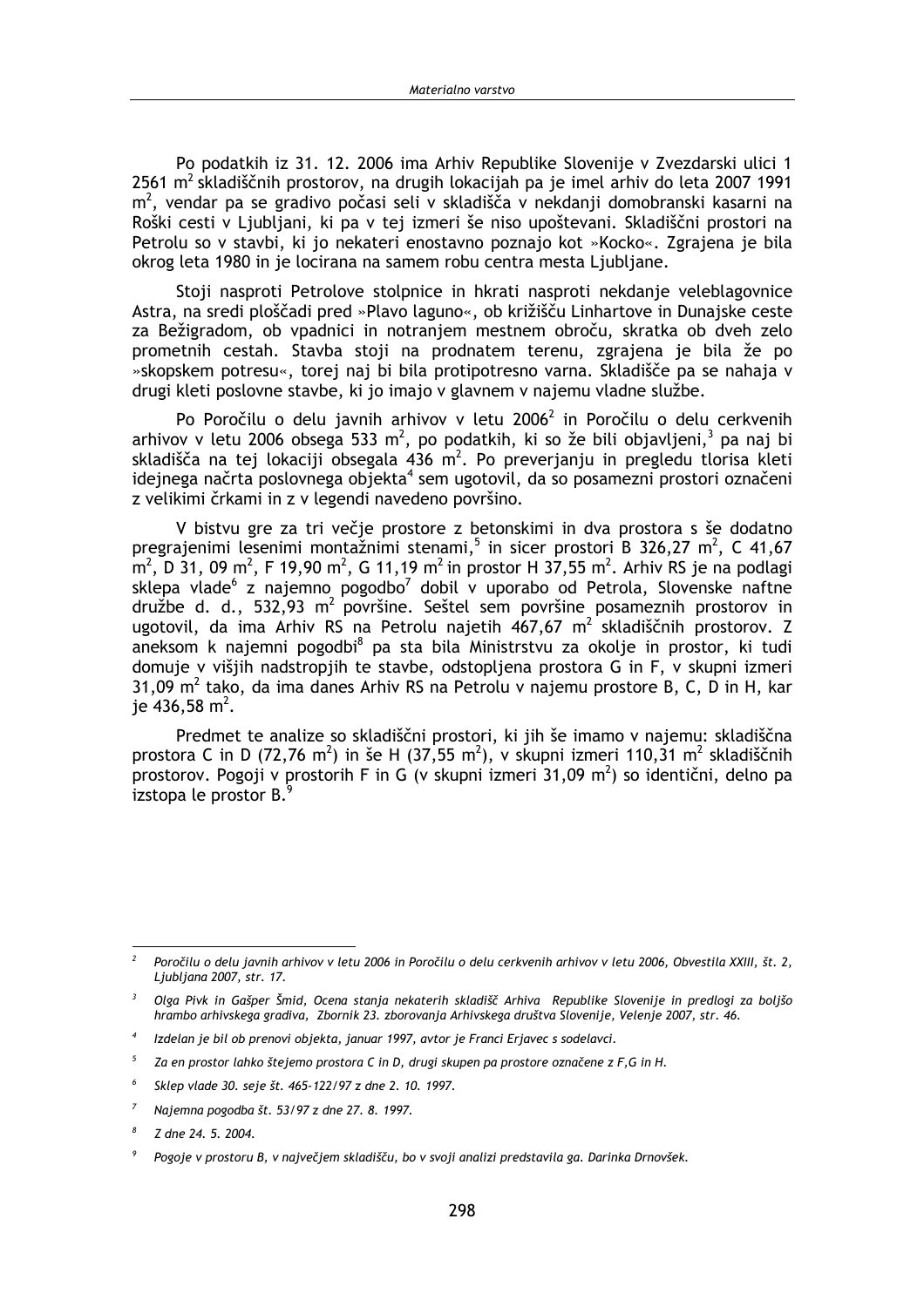Po podatkih iz 31. 12. 2006 ima Arhiv Republike Slovenije v Zvezdarski ulici 1 2561 $m^2$ skladiščnih prostorov, na drugih lokacijah pa je imel arhiv do leta 2007 1991 $m^2$, vendar pa se gradivo počasi seli v skladišča v nekdanji domobranski kasarni na Roški cesti v Ljubljani, ki pa v tej izmeri še niso upoštevani. Skladiščni prostori na Petrolu so v stavbi, ki jo nekateri enostavno poznajo kot »Kocko«. Zgrajena je bila okrog leta 1980 in je locirana na samem robu centra mesta Ljubljane.

Stoji nasproti Petrolove stolpnice in hkrati nasproti nekdanje veleblagovnice Astra, na sredi ploščadi pred »Plavo laguno«, ob križišču Linhartove in Dunajske ceste za Bežigradom, ob vpadnici in notranjem mestnem obroču, skratka ob dveh zelo prometnih cestah. Stavba stoji na prodnatem terenu, zgrajena je bila že po »skopskem potresu«, torej naj bi bila protipotresno varna. Skladišče pa se nahaja v drugi kleti poslovne stavbe, ki jo imajo v glavnem v najemu vladne službe.

Po Poročilu o delu javnih arhivov v letu 2006[2] in Poročilu o delu cerkvenih arhivov v letu 2006 obsega 533 $m^2$, po podatkih, ki so že bili objavljeni,[3] pa naj bi skladišča na tej lokaciji obsegala 436 $m^2$. Po preverjanju in pregledu tlorisa kleti idejnega načrta poslovnega objekta[4] sem ugotovil, da so posamezni prostori označeni z velikimi črkami in z v legendi navedeno površino.

V bistvu gre za tri večje prostore z betonskimi in dva prostora s še dodatno pregrajenimi lesenimi montažnimi stenami,[5] in sicer prostori B 326,27 $m^2$, C 41,67 $m^2$, D 31, 09 $m^2$, F 19,90 $m^2$, G 11,19 $m^2$ in prostor H 37,55 $m^2$. Arhiv RS je na podlagi sklepa vlade[6] z najemno pogodbo[7] dobil v uporabo od Petrola, Slovenske naftne družbe d. d., 532,93 $m^2$ površine. Seštel sem površine posameznih prostorov in ugotovil, da ima Arhiv RS na Petrolu najetih 467,67 $m^2$ skladiščnih prostorov. Z aneksom k najemni pogodbi[8] pa sta bila Ministrstvu za okolje in prostor, ki tudi domuje v višjih nadstropjih te stavbe, odstopljena prostora G in F, v skupni izmeri 31,09 $m^2$ tako, da ima danes Arhiv RS na Petrolu v najemu prostore B, C, D in H, kar je 436,58 $m^2$.

Predmet te analize so skladiščni prostori, ki jih še imamo v najemu: skladiščna prostora C in D (72,76 $m^2$) in še H (37,55 $m^2$), v skupni izmeri 110,31 $m^2$ skladiščnih prostorov. Pogoji v prostorih F in G (v skupni izmeri 31,09 $m^2$) so identični, delno pa izstopa le prostor B.[9]

---

[2] *Poročilu o delu javnih arhivov v letu 2006 in Poročilu o delu cerkvenih arhivov v letu 2006, Obvestila XXIII, št. 2, Ljubljana 2007, str. 17.*

[3] *Olga Pivk in Gašper Šmid, Ocena stanja nekaterih skladišč Arhiva Republike Slovenije in predlogi za boljšo hrambo arhivskega gradiva, Zbornik 23. zborovanja Arhivskega društva Slovenije, Velenje 2007, str. 46.*

[4] *Izdelan je bil ob prenovi objekta, januar 1997, avtor je Franci Erjavec s sodelavci.*

[5] *Za en prostor lahko štejemo prostora C in D, drugi skupen pa prostore označene z F,G in H.*

[6] *Sklep vlade 30. seje št. 465-122/97 z dne 2. 10. 1997.*

[7] *Najemna pogodba št. 53/97 z dne 27. 8. 1997.*

[8] *Z dne 24. 5. 2004.*

[9] *Pogoje v prostoru B, v največjem skladišču, bo v svoji analizi predstavila ga. Darinka Drnovšek.*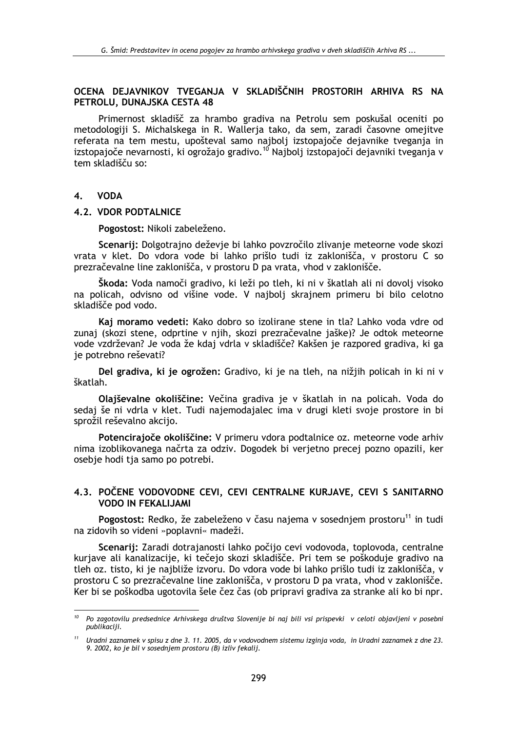## OCENA DEJAVNIKOV TVEGANJA V SKLADIŠČNIH PROSTORIH ARHIVA RS NA PETROLU, DUNAJSKA CESTA 48

Primernost skladišč za hrambo gradiva na Petrolu sem poskušal oceniti po metodologiji S. Michalskega in R. Wallerja tako, da sem, zaradi časovne omejitve referata na tem mestu, upošteval samo najbolj izstopajoče dejavnike tveganja in izstopajoče nevarnosti, ki ogrožajo gradivo.[10] Najbolj izstopajoči dejavniki tveganja v tem skladišču so:

### 4. VODA

### 4.2. VDOR PODTALNICE

**Pogostost:** Nikoli zabeleženo.

**Scenarij:** Dolgotrajno deževje bi lahko povzročilo zlivanje meteorne vode skozi vrata v klet. Do vdora vode bi lahko prišlo tudi iz zaklonišča, v prostoru C so prezračevalne line zaklonišča, v prostoru D pa vrata, vhod v zaklonišče.

**Škoda:** Voda namoči gradivo, ki leži po tleh, ki ni v škatlah ali ni dovolj visoko na policah, odvisno od višine vode. V najbolj skrajnem primeru bi bilo celotno skladišče pod vodo.

**Kaj moramo vedeti:** Kako dobro so izolirane stene in tla? Lahko voda vdre od zunaj (skozi stene, odprtine v njih, skozi prezračevalne jaške)? Je odtok meteorne vode vzdrževan? Je voda že kdaj vdrla v skladišče? Kakšen je razpored gradiva, ki ga je potrebno reševati?

**Del gradiva, ki je ogrožen:** Gradivo, ki je na tleh, na nižjih policah in ki ni v škatlah.

**Olajševalne okoliščine:** Večina gradiva je v škatlah in na policah. Voda do sedaj še ni vdrla v klet. Tudi najemodajalec ima v drugi kleti svoje prostore in bi sprožil reševalno akcijo.

**Potencirajoče okoliščine:** V primeru vdora podtalnice oz. meteorne vode arhiv nima izoblikovanega načrta za odziv. Dogodek bi verjetno precej pozno opazili, ker osebje hodi tja samo po potrebi.

### 4.3. POČENE VODOVODNE CEVI, CEVI CENTRALNE KURJAVE, CEVI S SANITARNO VODO IN FEKALIJAMI

**Pogostost:** Redko, že zabeleženo v času najema v sosednjem prostoru[11] in tudi na zidovih so videni »poplavni« madeži.

**Scenarij:** Zaradi dotrajanosti lahko počijo cevi vodovoda, toplovoda, centralne kurjave ali kanalizacije, ki tečejo skozi skladišče. Pri tem se poškoduje gradivo na tleh oz. tisto, ki je najbliže izvoru. Do vdora vode bi lahko prišlo tudi iz zaklonišča, v prostoru C so prezračevalne line zaklonišča, v prostoru D pa vrata, vhod v zaklonišče. Ker bi se poškodba ugotovila šele čez čas (ob pripravi gradiva za stranke ali ko bi npr.

---

[10] *Po zagotovilu predsednice Arhivskega društva Slovenije bi naj bili vsi prispevki v celoti objavljeni v posebni publikaciji.*

[11] *Uradni zaznamek v spisu z dne 3. 11. 2005, da v vodovodnem sistemu izginja voda, in Uradni zaznamek z dne 23. 9. 2002, ko je bil v sosednjem prostoru (B) izliv fekalij.*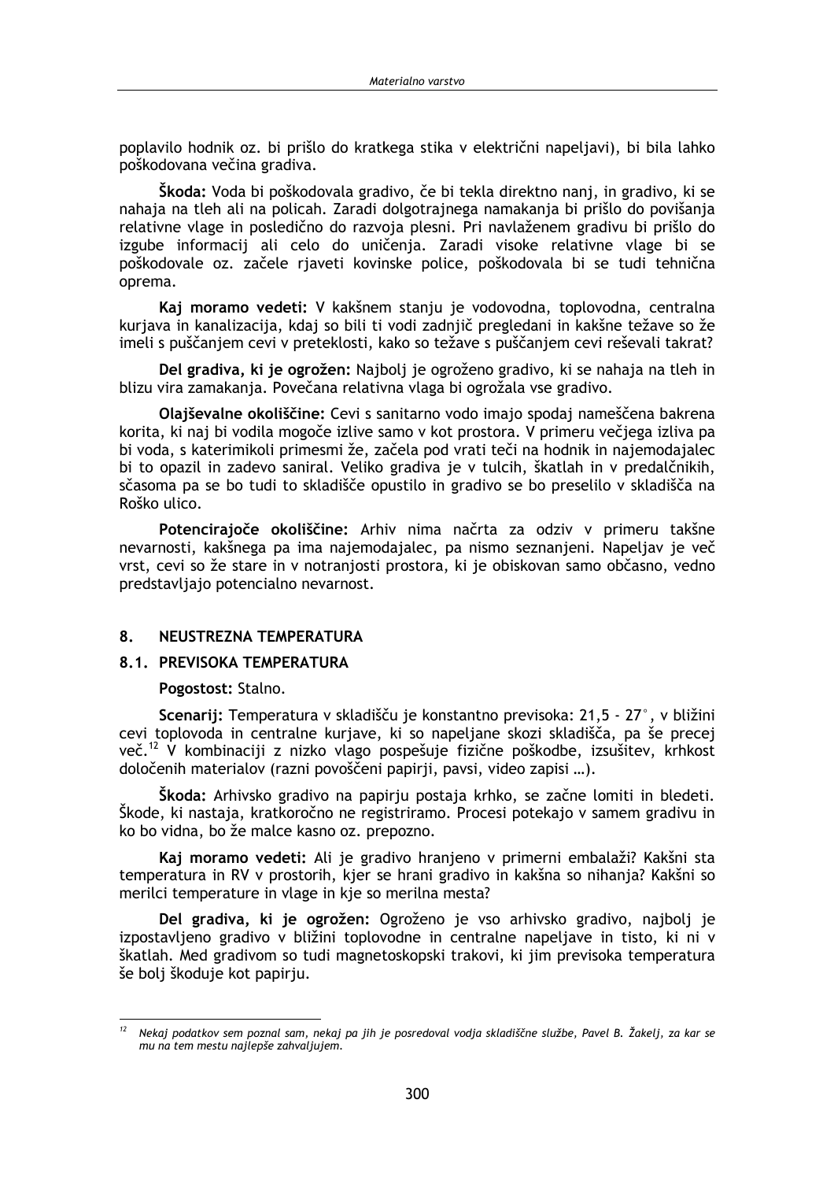poplavilo hodnik oz. bi prišlo do kratkega stika v električni napeljavi), bi bila lahko poškodovana večina gradiva.

**Škoda:** Voda bi poškodovala gradivo, če bi tekla direktno nanj, in gradivo, ki se nahaja na tleh ali na policah. Zaradi dolgotrajnega namakanja bi prišlo do povišanja relativne vlage in posledično do razvoja plesni. Pri navlaženem gradivu bi prišlo do izgube informacij ali celo do uničenja. Zaradi visoke relativne vlage bi se poškodovale oz. začele rjaveti kovinske police, poškodovala bi se tudi tehnična oprema.

**Kaj moramo vedeti:** V kakšnem stanju je vodovodna, toplovodna, centralna kurjava in kanalizacija, kdaj so bili ti vodi zadnjič pregledani in kakšne težave so že imeli s puščanjem cevi v preteklosti, kako so težave s puščanjem cevi reševali takrat?

**Del gradiva, ki je ogrožen:** Najbolj je ogroženo gradivo, ki se nahaja na tleh in blizu vira zamakanja. Povečana relativna vlaga bi ogrožala vse gradivo.

**Olajševalne okoliščine:** Cevi s sanitarno vodo imajo spodaj nameščena bakrena korita, ki naj bi vodila mogoče izlive samo v kot prostora. V primeru večjega izliva pa bi voda, s katerimikoli primesmi že, začela pod vrati teči na hodnik in najemodajalec bi to opazil in zadevo saniral. Veliko gradiva je v tulcih, škatlah in v predalčnikih, sčasoma pa se bo tudi to skladišče opustilo in gradivo se bo preselilo v skladišča na Roško ulico.

**Potencirajoče okoliščine:** Arhiv nima načrta za odziv v primeru takšne nevarnosti, kakšnega pa ima najemodajalec, pa nismo seznanjeni. Napeljav je več vrst, cevi so že stare in v notranjosti prostora, ki je obiskovan samo občasno, vedno predstavljajo potencialno nevarnost.

## 8. NEUSTREZNA TEMPERATURA

### 8.1. PREVISOKA TEMPERATURA

**Pogostost:** Stalno.

**Scenarij:** Temperatura v skladišču je konstantno previsoka: 21,5 - 27°, v bližini cevi toplovoda in centralne kurjave, ki so napeljane skozi skladišča, pa še precej več.[12] V kombinaciji z nizko vlago pospešuje fizične poškodbe, izsušitev, krhkost določenih materialov (razni povoščeni papirji, pavsi, video zapisi …).

**Škoda:** Arhivsko gradivo na papirju postaja krhko, se začne lomiti in bledeti. Škode, ki nastaja, kratkoročno ne registriramo. Procesi potekajo v samem gradivu in ko bo vidna, bo že malce kasno oz. prepozno.

**Kaj moramo vedeti:** Ali je gradivo hranjeno v primerni embalaži? Kakšni sta temperatura in RV v prostorih, kjer se hrani gradivo in kakšna so nihanja? Kakšni so merilci temperature in vlage in kje so merilna mesta?

**Del gradiva, ki je ogrožen:** Ogroženo je vso arhivsko gradivo, najbolj je izpostavljeno gradivo v bližini toplovodne in centralne napeljave in tisto, ki ni v škatlah. Med gradivom so tudi magnetoskopski trakovi, ki jim previsoka temperatura še bolj škoduje kot papirju.

---

[12] *Nekaj podatkov sem poznal sam, nekaj pa jih je posredoval vodja skladiščne službe, Pavel B. Žakelj, za kar se mu na tem mestu najlepše zahvaljujem.*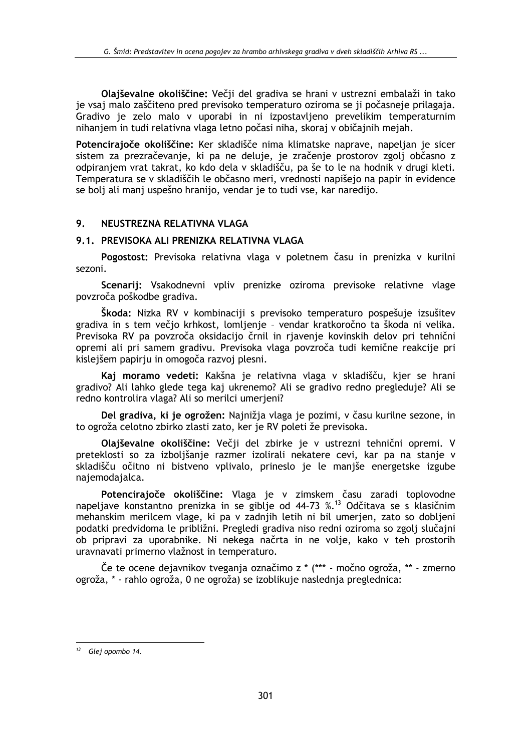**Olajševalne okoliščine:** Večji del gradiva se hrani v ustrezni embalaži in tako je vsaj malo zaščiteno pred previsoko temperaturo oziroma se ji počasneje prilagaja. Gradivo je zelo malo v uporabi in ni izpostavljeno prevelikim temperaturnim nihanjem in tudi relativna vlaga letno počasi niha, skoraj v običajnih mejah.

**Potencirajoče okoliščine:** Ker skladišče nima klimatske naprave, napeljan je sicer sistem za prezračevanje, ki pa ne deluje, je zračenje prostorov zgolj občasno z odpiranjem vrat takrat, ko kdo dela v skladišču, pa še to le na hodnik v drugi kleti. Temperatura se v skladiščih le občasno meri, vrednosti napišejo na papir in evidence se bolj ali manj uspešno hranijo, vendar je to tudi vse, kar naredijo.

## 9. NEUSTREZNA RELATIVNA VLAGA

### 9.1. PREVISOKA ALI PRENIZKA RELATIVNA VLAGA

**Pogostost:** Previsoka relativna vlaga v poletnem času in prenizka v kurilni sezoni.

**Scenarij:** Vsakodnevni vpliv prenizke oziroma previsoke relativne vlage povzroča poškodbe gradiva.

**Škoda:** Nizka RV v kombinaciji s previsoko temperaturo pospešuje izsušitev gradiva in s tem večjo krhkost, lomljenje – vendar kratkoročno ta škoda ni velika. Previsoka RV pa povzroča oksidacijo črnil in rjavenje kovinskih delov pri tehnični opremi ali pri samem gradivu. Previsoka vlaga povzroča tudi kemične reakcije pri kislejšem papirju in omogoča razvoj plesni.

**Kaj moramo vedeti:** Kakšna je relativna vlaga v skladišču, kjer se hrani gradivo? Ali lahko glede tega kaj ukrenemo? Ali se gradivo redno pregleduje? Ali se redno kontrolira vlaga? Ali so merilci umerjeni?

**Del gradiva, ki je ogrožen:** Najnižja vlaga je pozimi, v času kurilne sezone, in to ogroža celotno zbirko zlasti zato, ker je RV poleti že previsoka.

**Olajševalne okoliščine:** Večji del zbirke je v ustrezni tehnični opremi. V preteklosti so za izboljšanje razmer izolirali nekatere cevi, kar pa na stanje v skladišču očitno ni bistveno vplivalo, prineslo je le manjše energetske izgube najemodajalca.

**Potencirajoče okoliščine:** Vlaga je v zimskem času zaradi toplovodne napeljave konstantno prenizka in se giblje od 44–73 %.[13] Odčitava se s klasičnim mehanskim merilcem vlage, ki pa v zadnjih letih ni bil umerjen, zato so dobljeni podatki predvidoma le približni. Pregledi gradiva niso redni oziroma so zgolj slučajni ob pripravi za uporabnike. Ni nekega načrta in ne volje, kako v teh prostorih uravnavati primerno vlažnost in temperaturo.

Če te ocene dejavnikov tveganja označimo z * (*** - močno ogroža, ** - zmerno ogroža, * - rahlo ogroža, 0 ne ogroža) se izoblikuje naslednja preglednica:

---

[13] Glej opombo 14.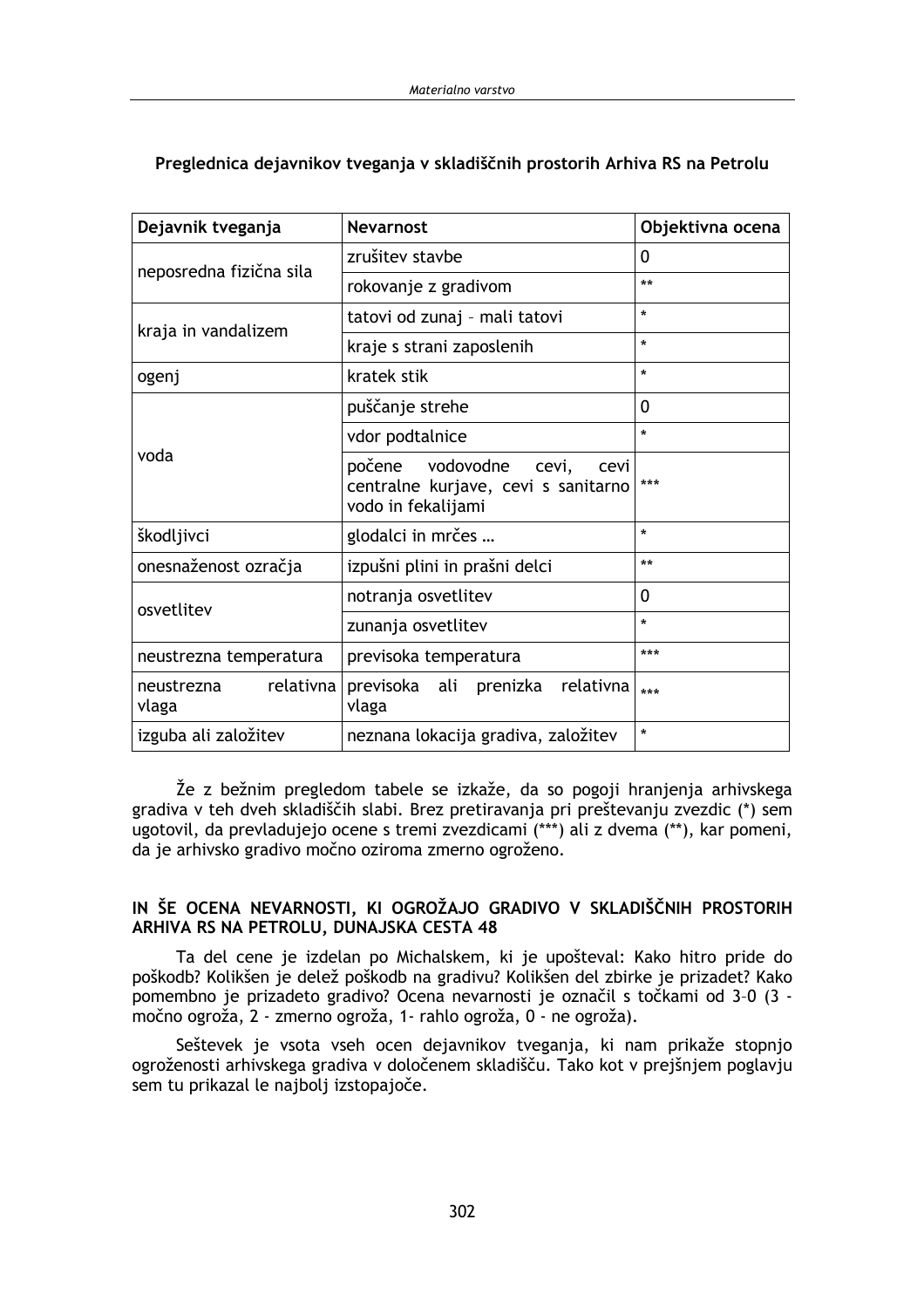**Preglednica dejavnikov tveganja v skladiščnih prostorih Arhiva RS na Petrolu**

| Dejavnik tveganja | Nevarnost | Objektivna ocena |
|---|---|---|
| neposredna fizična sila | zrušitev stavbe | 0 |
| | rokovanje z gradivom | ** |
| kraja in vandalizem | tatovi od zunaj – mali tatovi | * |
| | kraje s strani zaposlenih | * |
| ogenj | kratek stik | * |
| voda | puščanje strehe | 0 |
| | vdor podtalnice | * |
| | počene vodovodne cevi, cevi centralne kurjave, cevi s sanitarno vodo in fekalijami | *** |
| škodljivci | glodalci in mrčes … | * |
| onesnaženost ozračja | izpušni plini in prašni delci | ** |
| osvetlitev | notranja osvetlitev | 0 |
| | zunanja osvetlitev | * |
| neustrezna temperatura | previsoka temperatura | *** |
| neustrezna relativna vlaga | previsoka ali prenizka relativna vlaga | *** |
| izguba ali založitev | neznana lokacija gradiva, založitev | * |

Že z bežnim pregledom tabele se izkaže, da so pogoji hranjenja arhivskega gradiva v teh dveh skladiščih slabi. Brez pretiravanja pri preštevanju zvezdic (*) sem ugotovil, da prevladujejo ocene s tremi zvezdicami (***) ali z dvema (**), kar pomeni, da je arhivsko gradivo močno oziroma zmerno ogroženo.

## IN ŠE OCENA NEVARNOSTI, KI OGROŽAJO GRADIVO V SKLADIŠČNIH PROSTORIH ARHIVA RS NA PETROLU, DUNAJSKA CESTA 48

Ta del cene je izdelan po Michalskem, ki je upošteval: Kako hitro pride do poškodb? Kolikšen je delež poškodb na gradivu? Kolikšen del zbirke je prizadet? Kako pomembno je prizadeto gradivo? Ocena nevarnosti je označil s točkami od 3–0 (3 - močno ogroža, 2 - zmerno ogroža, 1- rahlo ogroža, 0 - ne ogroža).

Seštevek je vsota vseh ocen dejavnikov tveganja, ki nam prikaže stopnjo ogroženosti arhivskega gradiva v določenem skladišču. Tako kot v prejšnjem poglavju sem tu prikazal le najbolj izstopajoče.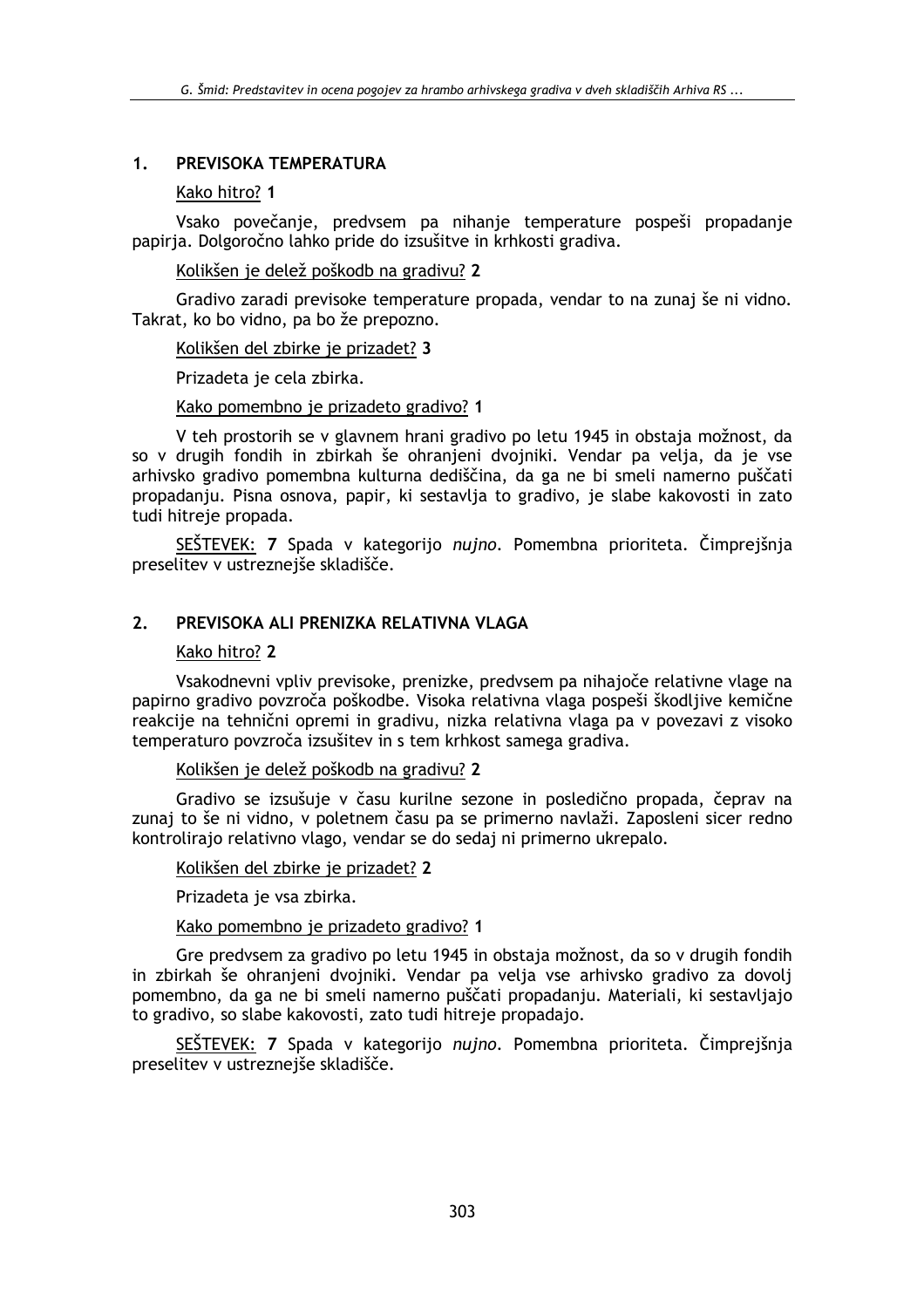## 1. PREVISOKA TEMPERATURA

<u>Kako hitro?</u> **1**

Vsako povečanje, predvsem pa nihanje temperature pospeši propadanje papirja. Dolgoročno lahko pride do izsušitve in krhkosti gradiva.

<u>Kolikšen je delež poškodb na gradivu?</u> **2**

Gradivo zaradi previsoke temperature propada, vendar to na zunaj še ni vidno. Takrat, ko bo vidno, pa bo že prepozno.

<u>Kolikšen del zbirke je prizadet?</u> **3**

Prizadeta je cela zbirka.

<u>Kako pomembno je prizadeto gradivo?</u> **1**

V teh prostorih se v glavnem hrani gradivo po letu 1945 in obstaja možnost, da so v drugih fondih in zbirkah še ohranjeni dvojniki. Vendar pa velja, da je vse arhivsko gradivo pomembna kulturna dediščina, da ga ne bi smeli namerno puščati propadanju. Pisna osnova, papir, ki sestavlja to gradivo, je slabe kakovosti in zato tudi hitreje propada.

<u>SEŠTEVEK:</u> **7** Spada v kategorijo *nujno*. Pomembna prioriteta. Čimprejšnja preselitev v ustreznejše skladišče.

## 2. PREVISOKA ALI PRENIZKA RELATIVNA VLAGA

<u>Kako hitro?</u> **2**

Vsakodnevni vpliv previsoke, prenizke, predvsem pa nihajoče relativne vlage na papirno gradivo povzroča poškodbe. Visoka relativna vlaga pospeši škodljive kemične reakcije na tehnični opremi in gradivu, nizka relativna vlaga pa v povezavi z visoko temperaturo povzroča izsušitev in s tem krhkost samega gradiva.

<u>Kolikšen je delež poškodb na gradivu?</u> **2**

Gradivo se izsušuje v času kurilne sezone in posledično propada, čeprav na zunaj to še ni vidno, v poletnem času pa se primerno navlaži. Zaposleni sicer redno kontrolirajo relativno vlago, vendar se do sedaj ni primerno ukrepalo.

<u>Kolikšen del zbirke je prizadet?</u> **2**

Prizadeta je vsa zbirka.

<u>Kako pomembno je prizadeto gradivo?</u> **1**

Gre predvsem za gradivo po letu 1945 in obstaja možnost, da so v drugih fondih in zbirkah še ohranjeni dvojniki. Vendar pa velja vse arhivsko gradivo za dovolj pomembno, da ga ne bi smeli namerno puščati propadanju. Materiali, ki sestavljajo to gradivo, so slabe kakovosti, zato tudi hitreje propadajo.

<u>SEŠTEVEK:</u> **7** Spada v kategorijo *nujno*. Pomembna prioriteta. Čimprejšnja preselitev v ustreznejše skladišče.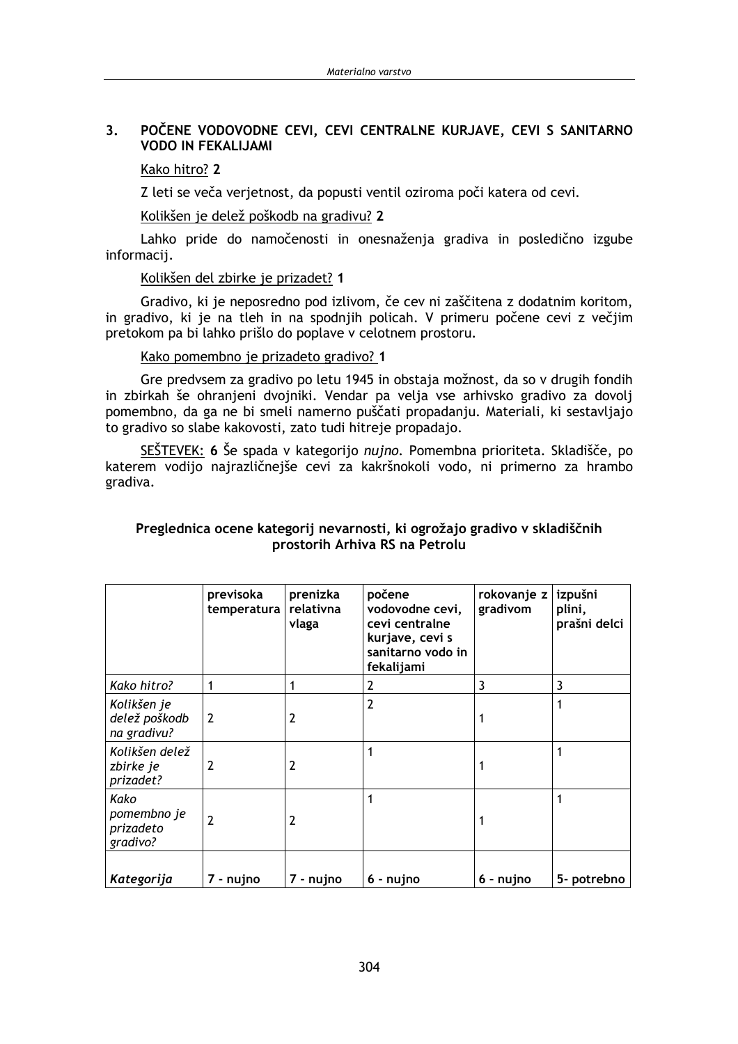## 3. POČENE VODOVODNE CEVI, CEVI CENTRALNE KURJAVE, CEVI S SANITARNO VODO IN FEKALIJAMI

Kako hitro? **2**

Z leti se veča verjetnost, da popusti ventil oziroma poči katera od cevi.

Kolikšen je delež poškodb na gradivu? **2**

Lahko pride do namočenosti in onesnaženja gradiva in posledično izgube informacij.

Kolikšen del zbirke je prizadet? **1**

Gradivo, ki je neposredno pod izlivom, če cev ni zaščitena z dodatnim koritom, in gradivo, ki je na tleh in na spodnjih policah. V primeru počene cevi z večjim pretokom pa bi lahko prišlo do poplave v celotnem prostoru.

Kako pomembno je prizadeto gradivo? **1**

Gre predvsem za gradivo po letu 1945 in obstaja možnost, da so v drugih fondih in zbirkah še ohranjeni dvojniki. Vendar pa velja vse arhivsko gradivo za dovolj pomembno, da ga ne bi smeli namerno puščati propadanju. Materiali, ki sestavljajo to gradivo so slabe kakovosti, zato tudi hitreje propadajo.

SEŠTEVEK: **6** Še spada v kategorijo *nujno*. Pomembna prioriteta. Skladišče, po katerem vodijo najrazličnejše cevi za kakršnokoli vodo, ni primerno za hrambo gradiva.

**Preglednica ocene kategorij nevarnosti, ki ogrožajo gradivo v skladiščnih prostorih Arhiva RS na Petrolu**

| | **previsoka temperatura** | **prenizka relativna vlaga** | **počene vodovodne cevi, cevi centralne kurjave, cevi s sanitarno vodo in fekalijami** | **rokovanje z gradivom** | **izpušni plini, prašni delci** |
|---|---|---|---|---|---|
| *Kako hitro?* | 1 | 1 | 2 | 3 | 3 |
| *Kolikšen je delež poškodb na gradivu?* | 2 | 2 | 2 | 1 | 1 |
| *Kolikšen delež zbirke je prizadet?* | 2 | 2 | 1 | 1 | 1 |
| *Kako pomembno je prizadeto gradivo?* | 2 | 2 | 1 | 1 | 1 |
| ***Kategorija*** | **7 - nujno** | **7 - nujno** | **6 - nujno** | **6 - nujno** | **5- potrebno** |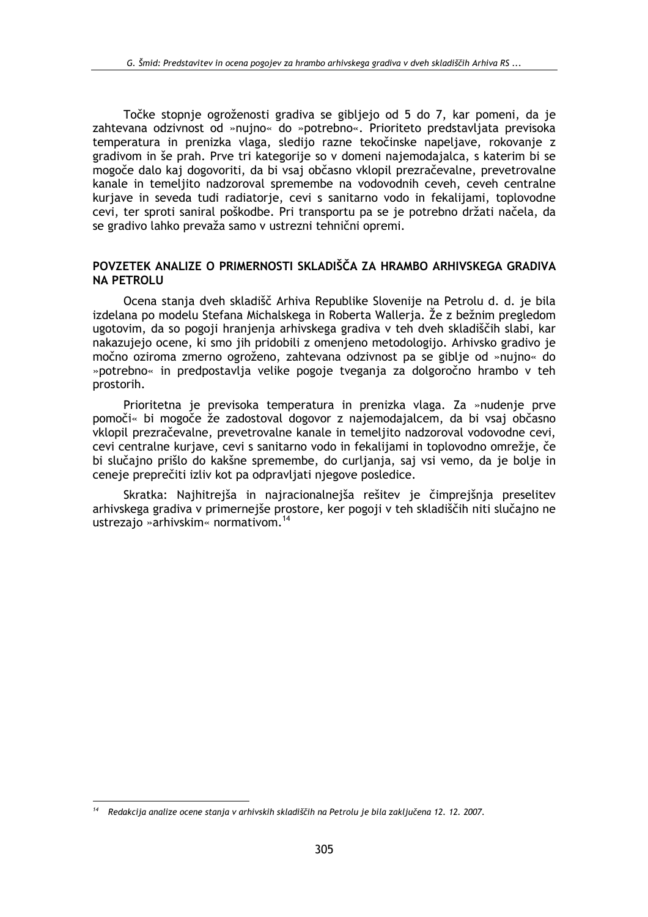Točke stopnje ogroženosti gradiva se gibljejo od 5 do 7, kar pomeni, da je zahtevana odzivnost od »nujno« do »potrebno«. Prioriteto predstavljata previsoka temperatura in prenizka vlaga, sledijo razne tekočinske napeljave, rokovanje z gradivom in še prah. Prve tri kategorije so v domeni najemodajalca, s katerim bi se mogoče dalo kaj dogovoriti, da bi vsaj občasno vklopil prezračevalne, prevetrovalne kanale in temeljito nadzoroval spremembe na vodovodnih ceveh, ceveh centralne kurjave in seveda tudi radiatorje, cevi s sanitarno vodo in fekalijami, toplovodne cevi, ter sproti saniral poškodbe. Pri transportu pa se je potrebno držati načela, da se gradivo lahko prevaža samo v ustrezni tehnični opremi.

## POVZETEK ANALIZE O PRIMERNOSTI SKLADIŠČA ZA HRAMBO ARHIVSKEGA GRADIVA NA PETROLU

Ocena stanja dveh skladišč Arhiva Republike Slovenije na Petrolu d. d. je bila izdelana po modelu Stefana Michalskega in Roberta Wallerja. Že z bežnim pregledom ugotovim, da so pogoji hranjenja arhivskega gradiva v teh dveh skladiščih slabi, kar nakazujejo ocene, ki smo jih pridobili z omenjeno metodologijo. Arhivsko gradivo je močno oziroma zmerno ogroženo, zahtevana odzivnost pa se giblje od »nujno« do »potrebno« in predpostavlja velike pogoje tveganja za dolgoročno hrambo v teh prostorih.

Prioritetna je previsoka temperatura in prenizka vlaga. Za »nudenje prve pomoči« bi mogoče že zadostoval dogovor z najemodajalcem, da bi vsaj občasno vklopil prezračevalne, prevetrovalne kanale in temeljito nadzoroval vodovodne cevi, cevi centralne kurjave, cevi s sanitarno vodo in fekalijami in toplovodno omrežje, če bi slučajno prišlo do kakšne spremembe, do curljanja, saj vsi vemo, da je bolje in ceneje preprečiti izliv kot pa odpravljati njegove posledice.

Skratka: Najhitrejša in najracionalnejša rešitev je čimprejšnja preselitev arhivskega gradiva v primernejše prostore, ker pogoji v teh skladiščih niti slučajno ne ustrezajo »arhivskim« normativom.[14]

---

[14] *Redakcija analize ocene stanja v arhivskih skladiščih na Petrolu je bila zaključena 12. 12. 2007.*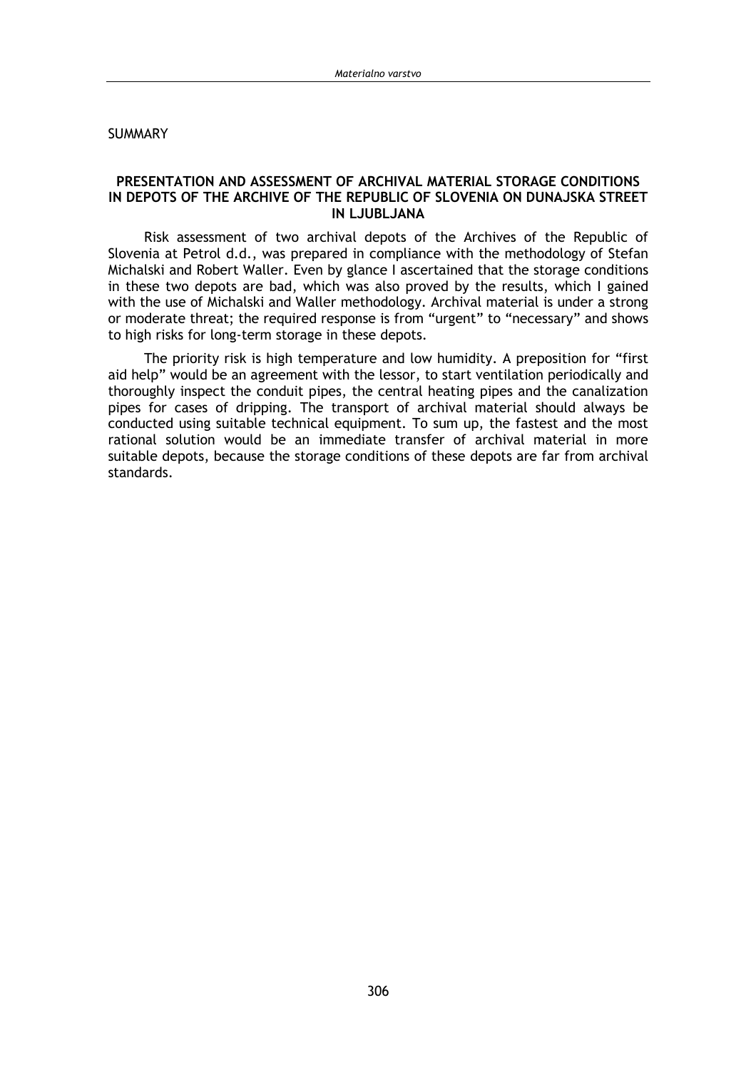SUMMARY

## PRESENTATION AND ASSESSMENT OF ARCHIVAL MATERIAL STORAGE CONDITIONS IN DEPOTS OF THE ARCHIVE OF THE REPUBLIC OF SLOVENIA ON DUNAJSKA STREET IN LJUBLJANA

Risk assessment of two archival depots of the Archives of the Republic of Slovenia at Petrol d.d., was prepared in compliance with the methodology of Stefan Michalski and Robert Waller. Even by glance I ascertained that the storage conditions in these two depots are bad, which was also proved by the results, which I gained with the use of Michalski and Waller methodology. Archival material is under a strong or moderate threat; the required response is from "urgent" to "necessary" and shows to high risks for long-term storage in these depots.

The priority risk is high temperature and low humidity. A preposition for "first aid help" would be an agreement with the lessor, to start ventilation periodically and thoroughly inspect the conduit pipes, the central heating pipes and the canalization pipes for cases of dripping. The transport of archival material should always be conducted using suitable technical equipment. To sum up, the fastest and the most rational solution would be an immediate transfer of archival material in more suitable depots, because the storage conditions of these depots are far from archival standards.